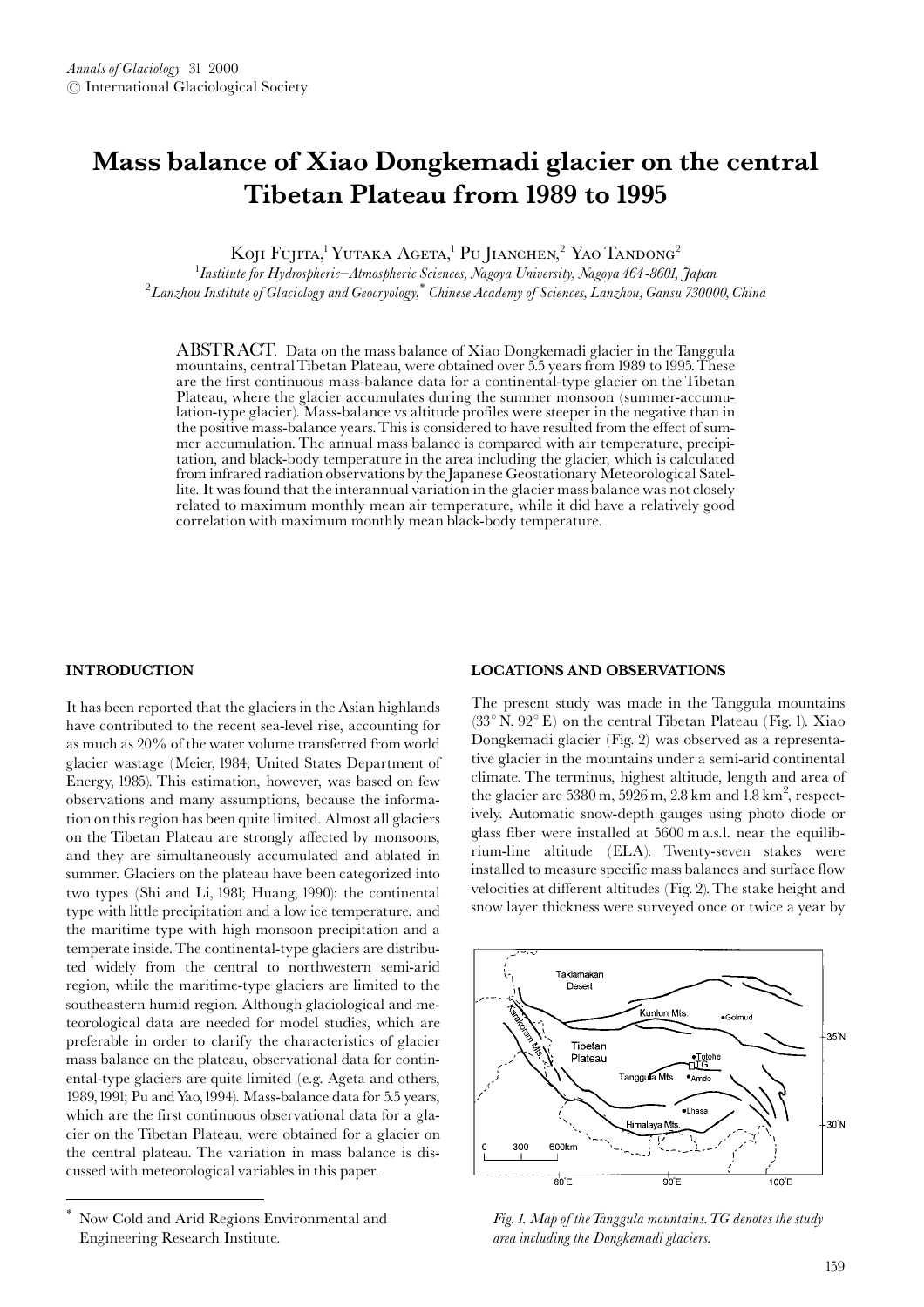# Mass balance of Xiao Dongkemadi glacier on the central Tibetan Plateau from 1989 to 1995

Koji Fujita,[1] Yutaka Ageta,[1] Pu Jianchen,[2] Yao Tandong[2]

[1] *Institute for Hydrospheric–Atmospheric Sciences, Nagoya University, Nagoya 464-8601, Japan*

[2] *Lanzhou Institute of Glaciology and Geocryology,\* Chinese Academy of Sciences, Lanzhou, Gansu 730000, China*

ABSTRACT. Data on the mass balance of Xiao Dongkemadi glacier in the Tanggula mountains, central Tibetan Plateau, were obtained over 5.5 years from 1989 to 1995. These are the first continuous mass-balance data for a continental-type glacier on the Tibetan Plateau, where the glacier accumulates during the summer monsoon (summer-accumulation-type glacier). Mass-balance vs altitude profiles were steeper in the negative than in the positive mass-balance years. This is considered to have resulted from the effect of summer accumulation. The annual mass balance is compared with air temperature, precipitation, and black-body temperature in the area including the glacier, which is calculated from infrared radiation observations by the Japanese Geostationary Meteorological Satellite. It was found that the interannual variation in the glacier mass balance was not closely related to maximum monthly mean air temperature, while it did have a relatively good correlation with maximum monthly mean black-body temperature.

## INTRODUCTION

It has been reported that the glaciers in the Asian highlands have contributed to the recent sea-level rise, accounting for as much as 20% of the water volume transferred from world glacier wastage (Meier, 1984; United States Department of Energy, 1985). This estimation, however, was based on few observations and many assumptions, because the information on this region has been quite limited. Almost all glaciers on the Tibetan Plateau are strongly affected by monsoons, and they are simultaneously accumulated and ablated in summer. Glaciers on the plateau have been categorized into two types (Shi and Li, 1981; Huang, 1990): the continental type with little precipitation and a low ice temperature, and the maritime type with high monsoon precipitation and a temperate inside. The continental-type glaciers are distributed widely from the central to northwestern semi-arid region, while the maritime-type glaciers are limited to the southeastern humid region. Although glaciological and meteorological data are needed for model studies, which are preferable in order to clarify the characteristics of glacier mass balance on the plateau, observational data for continental-type glaciers are quite limited (e.g. Ageta and others, 1989, 1991; Pu and Yao, 1994). Mass-balance data for 5.5 years, which are the first continuous observational data for a glacier on the Tibetan Plateau, were obtained for a glacier on the central plateau. The variation in mass balance is discussed with meteorological variables in this paper.

\* Now Cold and Arid Regions Environmental and Engineering Research Institute.

## LOCATIONS AND OBSERVATIONS

The present study was made in the Tanggula mountains (33° N, 92° E) on the central Tibetan Plateau (Fig. 1). Xiao Dongkemadi glacier (Fig. 2) was observed as a representative glacier in the mountains under a semi-arid continental climate. The terminus, highest altitude, length and area of the glacier are 5380 m, 5926 m, 2.8 km and 1.8 km$^2$, respectively. Automatic snow-depth gauges using photo diode or glass fiber were installed at 5600 m a.s.l. near the equilibrium-line altitude (ELA). Twenty-seven stakes were installed to measure specific mass balances and surface flow velocities at different altitudes (Fig. 2). The stake height and snow layer thickness were surveyed once or twice a year by

*Fig. 1. Map of the Tanggula mountains. TG denotes the study area including the Dongkemadi glaciers.*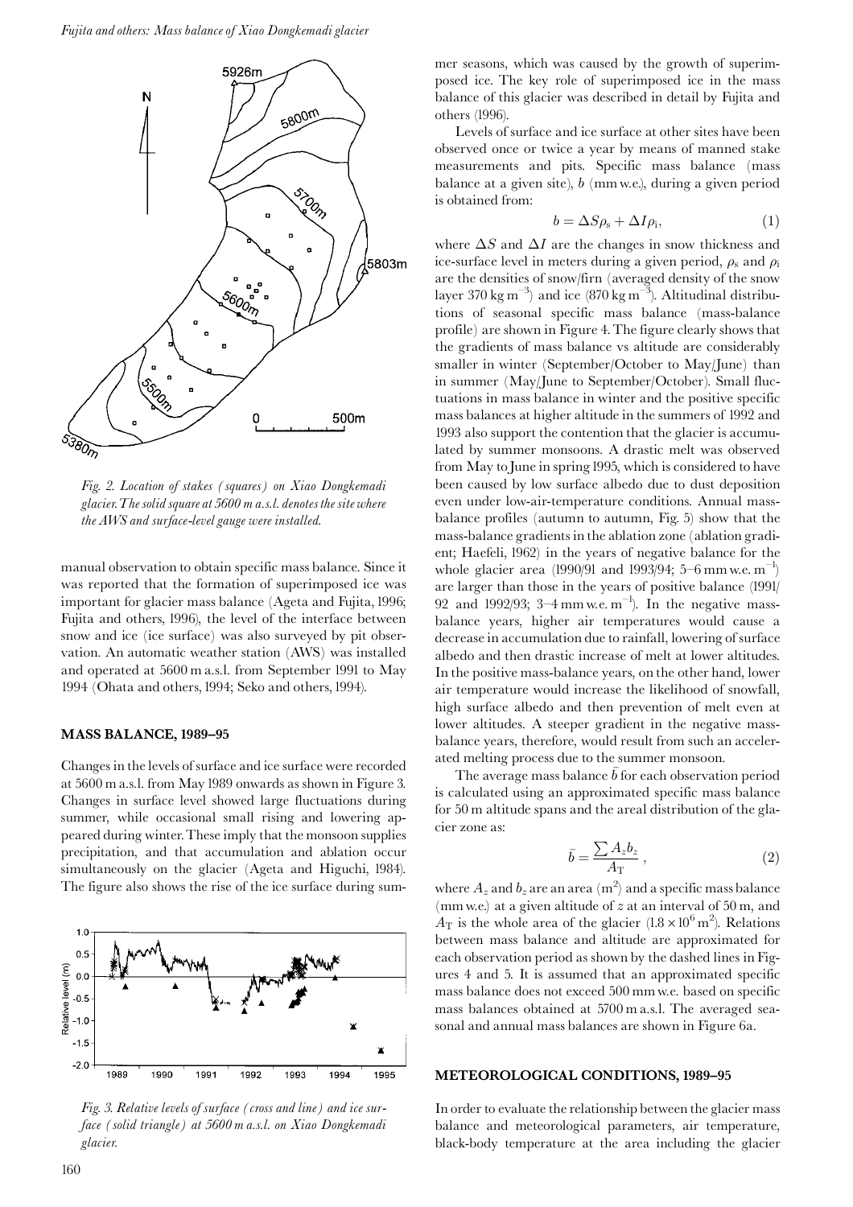*Fig. 2. Location of stakes (squares) on Xiao Dongkemadi glacier. The solid square at 5600 m a.s.l. denotes the site where the AWS and surface-level gauge were installed.*

manual observation to obtain specific mass balance. Since it was reported that the formation of superimposed ice was important for glacier mass balance (Ageta and Fujita, 1996; Fujita and others, 1996), the level of the interface between snow and ice (ice surface) was also surveyed by pit observation. An automatic weather station (AWS) was installed and operated at 5600 m a.s.l. from September 1991 to May 1994 (Ohata and others, 1994; Seko and others, 1994).

## MASS BALANCE, 1989–95

Changes in the levels of surface and ice surface were recorded at 5600 m a.s.l. from May 1989 onwards as shown in Figure 3. Changes in surface level showed large fluctuations during summer, while occasional small rising and lowering appeared during winter. These imply that the monsoon supplies precipitation, and that accumulation and ablation occur simultaneously on the glacier (Ageta and Higuchi, 1984). The figure also shows the rise of the ice surface during summer seasons, which was caused by the growth of superimposed ice. The key role of superimposed ice in the mass balance of this glacier was described in detail by Fujita and others (1996).

*Fig. 3. Relative levels of surface (cross and line) and ice surface (solid triangle) at 5600 m a.s.l. on Xiao Dongkemadi glacier.*

Levels of surface and ice surface at other sites have been observed once or twice a year by means of manned stake measurements and pits. Specific mass balance (mass balance at a given site), $b$ (mm w.e.), during a given period is obtained from:

$$b = \Delta S \rho_s + \Delta I \rho_i, \quad (1)$$

where $\Delta S$ and $\Delta I$ are the changes in snow thickness and ice-surface level in meters during a given period, $\rho_s$ and $\rho_i$ are the densities of snow/firn (averaged density of the snow layer 370 kg m$^{-3}$) and ice (870 kg m$^{-3}$). Altitudinal distributions of seasonal specific mass balance (mass-balance profile) are shown in Figure 4. The figure clearly shows that the gradients of mass balance vs altitude are considerably smaller in winter (September/October to May/June) than in summer (May/June to September/October). Small fluctuations in mass balance in winter and the positive specific mass balances at higher altitude in the summers of 1992 and 1993 also support the contention that the glacier is accumulated by summer monsoons. A drastic melt was observed from May to June in spring 1995, which is considered to have been caused by low surface albedo due to dust deposition even under low-air-temperature conditions. Annual mass-balance profiles (autumn to autumn, Fig. 5) show that the mass-balance gradients in the ablation zone (ablation gradient; Haefeli, 1962) in the years of negative balance for the whole glacier area (1990/91 and 1993/94; 5–6 mm w.e. m$^{-1}$) are larger than those in the years of positive balance (1991/92 and 1992/93; 3–4 mm w.e. m$^{-1}$). In the negative mass-balance years, higher air temperatures would cause a decrease in accumulation due to rainfall, lowering of surface albedo and then drastic increase of melt at lower altitudes. In the positive mass-balance years, on the other hand, lower air temperature would increase the likelihood of snowfall, high surface albedo and then prevention of melt even at lower altitudes. A steeper gradient in the negative mass-balance years, therefore, would result from such an accelerated melting process due to the summer monsoon.

The average mass balance $\bar{b}$ for each observation period is calculated using an approximated specific mass balance for 50 m altitude spans and the areal distribution of the glacier zone as:

$$\bar{b} = \frac{\sum A_z b_z}{A_T}, \quad (2)$$

where $A_z$ and $b_z$ are an area (m$^2$) and a specific mass balance (mm w.e.) at a given altitude of $z$ at an interval of 50 m, and $A_T$ is the whole area of the glacier ($1.8 \times 10^6$ m$^2$). Relations between mass balance and altitude are approximated for each observation period as shown by the dashed lines in Figures 4 and 5. It is assumed that an approximated specific mass balance does not exceed 500 mm w.e. based on specific mass balances obtained at 5700 m a.s.l. The averaged seasonal and annual mass balances are shown in Figure 6a.

## METEOROLOGICAL CONDITIONS, 1989–95

In order to evaluate the relationship between the glacier mass balance and meteorological parameters, air temperature, black-body temperature at the area including the glacier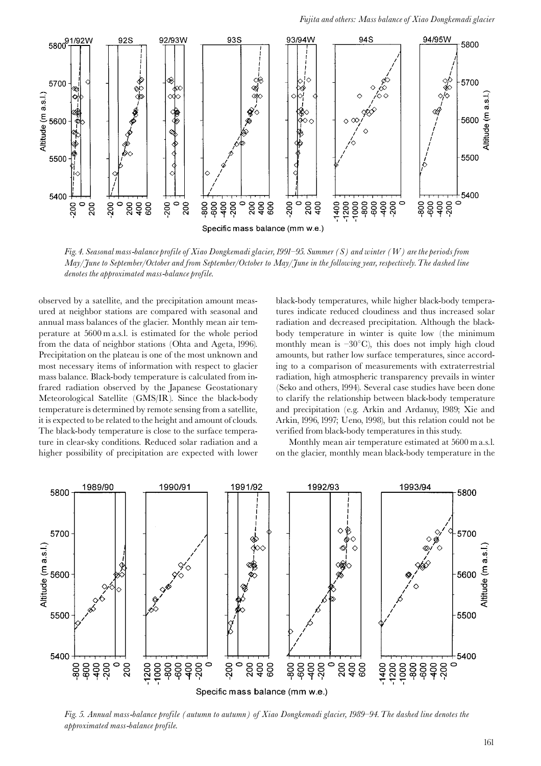Fig. 4. *Seasonal mass-balance profile of Xiao Dongkemadi glacier, 1991–95. Summer (S) and winter (W) are the periods from May/June to September/October and from September/October to May/June in the following year, respectively. The dashed line denotes the approximated mass-balance profile.*

observed by a satellite, and the precipitation amount measured at neighbor stations are compared with seasonal and annual mass balances of the glacier. Monthly mean air temperature at 5600 m a.s.l. is estimated for the whole period from the data of neighbor stations (Ohta and Ageta, 1996). Precipitation on the plateau is one of the most unknown and most necessary items of information with respect to glacier mass balance. Black-body temperature is calculated from infrared radiation observed by the Japanese Geostationary Meteorological Satellite (GMS/IR). Since the black-body temperature is determined by remote sensing from a satellite, it is expected to be related to the height and amount of clouds. The black-body temperature is close to the surface temperature in clear-sky conditions. Reduced solar radiation and a higher possibility of precipitation are expected with lower black-body temperatures, while higher black-body temperatures indicate reduced cloudiness and thus increased solar radiation and decreased precipitation. Although the black-body temperature in winter is quite low (the minimum monthly mean is $-30^{\circ}$C), this does not imply high cloud amounts, but rather low surface temperatures, since according to a comparison of measurements with extraterrestrial radiation, high atmospheric transparency prevails in winter (Seko and others, 1994). Several case studies have been done to clarify the relationship between black-body temperature and precipitation (e.g. Arkin and Ardanuy, 1989; Xie and Arkin, 1996, 1997; Ueno, 1998), but this relation could not be verified from black-body temperatures in this study.

Monthly mean air temperature estimated at 5600 m a.s.l. on the glacier, monthly mean black-body temperature in the

Fig. 5. *Annual mass-balance profile (autumn to autumn) of Xiao Dongkemadi glacier, 1989–94. The dashed line denotes the approximated mass-balance profile.*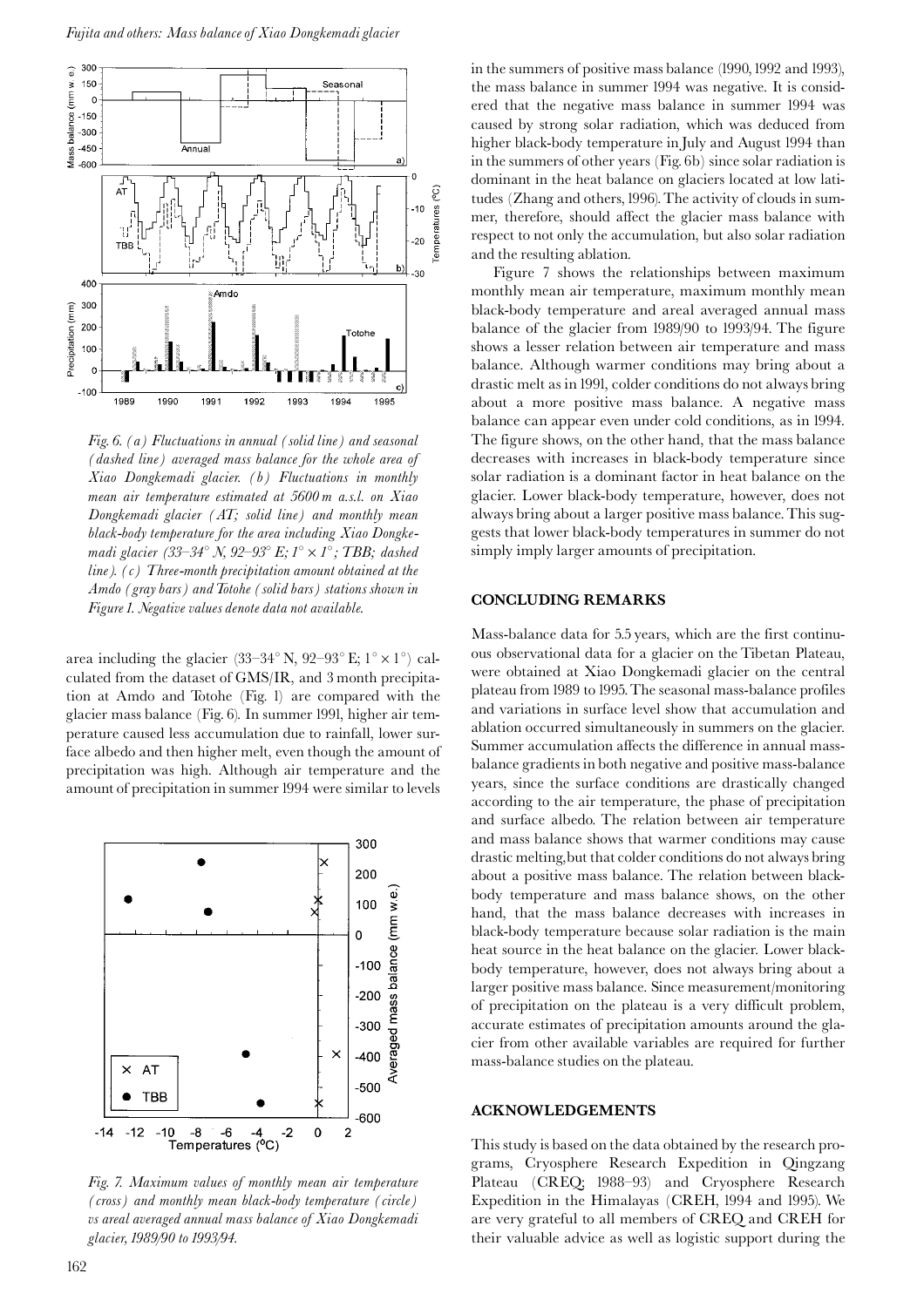*Fig. 6. (a) Fluctuations in annual (solid line) and seasonal (dashed line) averaged mass balance for the whole area of Xiao Dongkemadi glacier. (b) Fluctuations in monthly mean air temperature estimated at 5600 m a.s.l. on Xiao Dongkemadi glacier (AT; solid line) and monthly mean black-body temperature for the area including Xiao Dongkemadi glacier (33–34° N, 92–93° E; 1° × 1°; TBB; dashed line). (c) Three-month precipitation amount obtained at the Amdo (gray bars) and Totohe (solid bars) stations shown in Figure 1. Negative values denote data not available.*

area including the glacier (33–34° N, 92–93° E; 1° × 1°) calculated from the dataset of GMS/IR, and 3 month precipitation at Amdo and Totohe (Fig. 1) are compared with the glacier mass balance (Fig. 6). In summer 1991, higher air temperature caused less accumulation due to rainfall, lower surface albedo and then higher melt, even though the amount of precipitation was high. Although air temperature and the amount of precipitation in summer 1994 were similar to levels in the summers of positive mass balance (1990, 1992 and 1993), the mass balance in summer 1994 was negative. It is considered that the negative mass balance in summer 1994 was caused by strong solar radiation, which was deduced from higher black-body temperature in July and August 1994 than in the summers of other years (Fig. 6b) since solar radiation is dominant in the heat balance on glaciers located at low latitudes (Zhang and others, 1996). The activity of clouds in summer, therefore, should affect the glacier mass balance with respect to not only the accumulation, but also solar radiation and the resulting ablation.

Figure 7 shows the relationships between maximum monthly mean air temperature, maximum monthly mean black-body temperature and areal averaged annual mass balance of the glacier from 1989/90 to 1993/94. The figure shows a lesser relation between air temperature and mass balance. Although warmer conditions may bring about a drastic melt as in 1991, colder conditions do not always bring about a more positive mass balance. A negative mass balance can appear even under cold conditions, as in 1994. The figure shows, on the other hand, that the mass balance decreases with increases in black-body temperature since solar radiation is a dominant factor in heat balance on the glacier. Lower black-body temperature, however, does not always bring about a larger positive mass balance. This suggests that lower black-body temperatures in summer do not simply imply larger amounts of precipitation.

*Fig. 7. Maximum values of monthly mean air temperature (cross) and monthly mean black-body temperature (circle) vs areal averaged annual mass balance of Xiao Dongkemadi glacier, 1989/90 to 1993/94.*

## CONCLUDING REMARKS

Mass-balance data for 5.5 years, which are the first continuous observational data for a glacier on the Tibetan Plateau, were obtained at Xiao Dongkemadi glacier on the central plateau from 1989 to 1995. The seasonal mass-balance profiles and variations in surface level show that accumulation and ablation occurred simultaneously in summers on the glacier. Summer accumulation affects the difference in annual mass-balance gradients in both negative and positive mass-balance years, since the surface conditions are drastically changed according to the air temperature, the phase of precipitation and surface albedo. The relation between air temperature and mass balance shows that warmer conditions may cause drastic melting, but that colder conditions do not always bring about a positive mass balance. The relation between black-body temperature and mass balance shows, on the other hand, that the mass balance decreases with increases in black-body temperature because solar radiation is the main heat source in the heat balance on the glacier. Lower black-body temperature, however, does not always bring about a larger positive mass balance. Since measurement/monitoring of precipitation on the plateau is a very difficult problem, accurate estimates of precipitation amounts around the glacier from other available variables are required for further mass-balance studies on the plateau.

## ACKNOWLEDGEMENTS

This study is based on the data obtained by the research programs, Cryosphere Research Expedition in Qingzang Plateau (CREQ; 1988–93) and Cryosphere Research Expedition in the Himalayas (CREH, 1994 and 1995). We are very grateful to all members of CREQ and CREH for their valuable advice as well as logistic support during the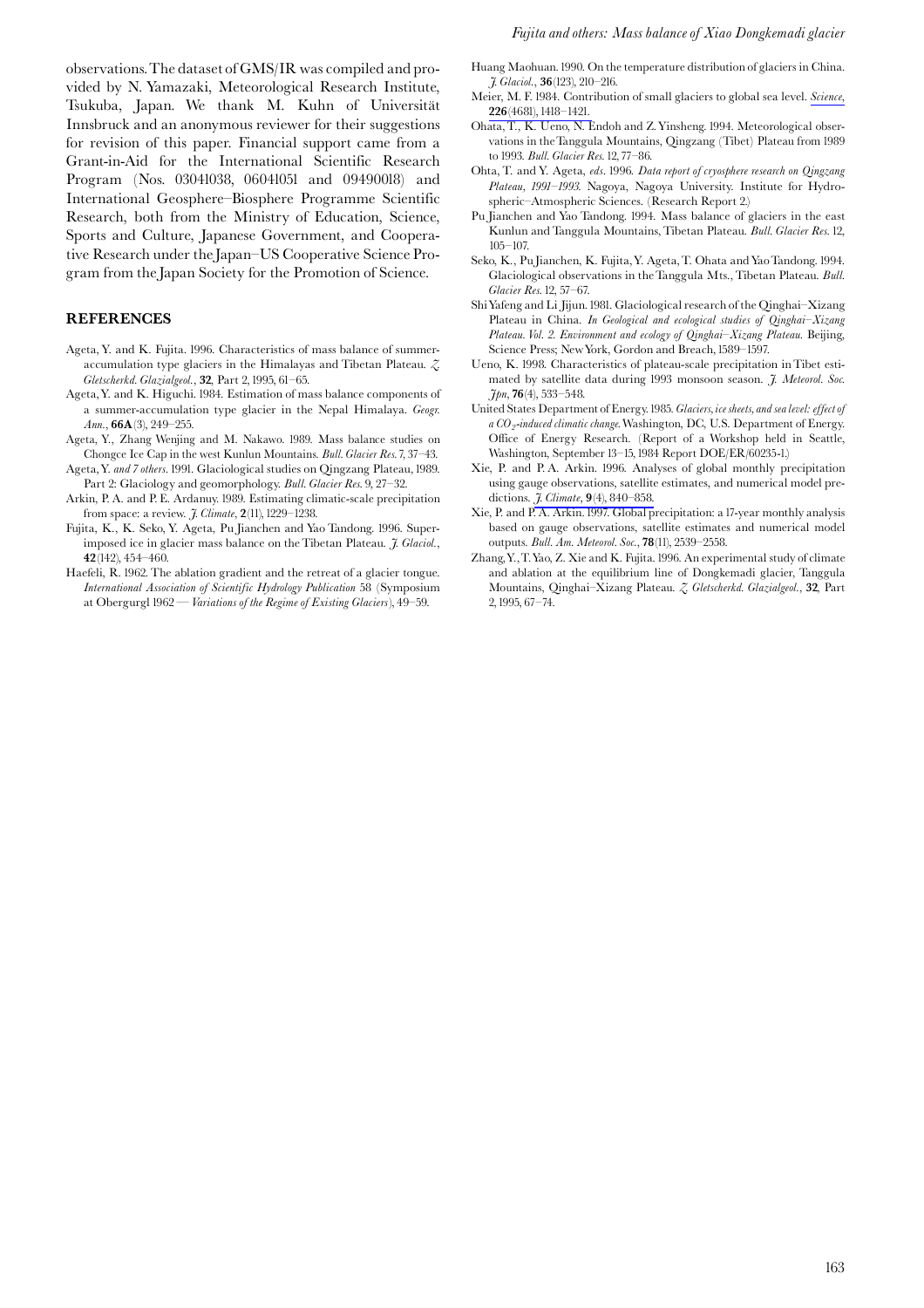observations. The dataset of GMS/IR was compiled and provided by N. Yamazaki, Meteorological Research Institute, Tsukuba, Japan. We thank M. Kuhn of Universität Innsbruck and an anonymous reviewer for their suggestions for revision of this paper. Financial support came from a Grant-in-Aid for the International Scientific Research Program (Nos. 03041038, 06041051 and 09490018) and International Geosphere–Biosphere Programme Scientific Research, both from the Ministry of Education, Science, Sports and Culture, Japanese Government, and Cooperative Research under the Japan–US Cooperative Science Program from the Japan Society for the Promotion of Science.

## REFERENCES

Ageta, Y. and K. Fujita. 1996. Characteristics of mass balance of summer-accumulation type glaciers in the Himalayas and Tibetan Plateau. *Z. Gletscherkd. Glazialgeol.*, **32**, Part 2, 1995, 61–65.

Ageta, Y. and K. Higuchi. 1984. Estimation of mass balance components of a summer-accumulation type glacier in the Nepal Himalaya. *Geogr. Ann.*, **66A**(3), 249–255.

Ageta, Y., Zhang Wenjing and M. Nakawo. 1989. Mass balance studies on Chongce Ice Cap in the west Kunlun Mountains. *Bull. Glacier Res.* 7, 37–43.

Ageta, Y. *and 7 others*. 1991. Glaciological studies on Qingzang Plateau, 1989. Part 2: Glaciology and geomorphology. *Bull. Glacier Res.* 9, 27–32.

Arkin, P. A. and P. E. Ardanuy. 1989. Estimating climatic-scale precipitation from space: a review. *J. Climate*, **2**(11), 1229–1238.

Fujita, K., K. Seko, Y. Ageta, Pu Jianchen and Yao Tandong. 1996. Superimposed ice in glacier mass balance on the Tibetan Plateau. *J. Glaciol.*, **42**(142), 454–460.

Haefeli, R. 1962. The ablation gradient and the retreat of a glacier tongue. *International Association of Scientific Hydrology Publication* 58 (Symposium at Obergurgl 1962 — *Variations of the Regime of Existing Glaciers*), 49–59.

Huang Maohuan. 1990. On the temperature distribution of glaciers in China. *J. Glaciol.*, **36**(123), 210–216.

Meier, M. F. 1984. Contribution of small glaciers to global sea level. *Science*, **226**(4681), 1418–1421.

Ohata, T., K. Ueno, N. Endoh and Z. Yinsheng. 1994. Meteorological observations in the Tanggula Mountains, Qingzang (Tibet) Plateau from 1989 to 1993. *Bull. Glacier Res.* 12, 77–86.

Ohta, T. and Y. Ageta, *eds*. 1996. *Data report of cryosphere research on Qingzang Plateau, 1991–1993.* Nagoya, Nagoya University. Institute for Hydrospheric–Atmospheric Sciences. (Research Report 2.)

Pu Jianchen and Yao Tandong. 1994. Mass balance of glaciers in the east Kunlun and Tanggula Mountains, Tibetan Plateau. *Bull. Glacier Res.* 12, 105–107.

Seko, K., Pu Jianchen, K. Fujita, Y. Ageta, T. Ohata and Yao Tandong. 1994. Glaciological observations in the Tanggula Mts., Tibetan Plateau. *Bull. Glacier Res.* 12, 57–67.

Shi Yafeng and Li Jijun. 1981. Glaciological research of the Qinghai–Xizang Plateau in China. *In Geological and ecological studies of Qinghai–Xizang Plateau. Vol. 2. Environment and ecology of Qinghai–Xizang Plateau.* Beijing, Science Press; New York, Gordon and Breach, 1589–1597.

Ueno, K. 1998. Characteristics of plateau-scale precipitation in Tibet estimated by satellite data during 1993 monsoon season. *J. Meteorol. Soc. Jpn*, **76**(4), 533–548.

United States Department of Energy. 1985. *Glaciers, ice sheets, and sea level: effect of a $CO_2$-induced climatic change.* Washington, DC, U.S. Department of Energy. Office of Energy Research. (Report of a Workshop held in Seattle, Washington, September 13–15, 1984 Report DOE/ER/60235-1.)

Xie, P. and P. A. Arkin. 1996. Analyses of global monthly precipitation using gauge observations, satellite estimates, and numerical model predictions. *J. Climate*, **9**(4), 840–858.

Xie, P. and P. A. Arkin. 1997. Global precipitation: a 17-year monthly analysis based on gauge observations, satellite estimates and numerical model outputs. *Bull. Am. Meteorol. Soc.*, **78**(11), 2539–2558.

Zhang, Y., T. Yao, Z. Xie and K. Fujita. 1996. An experimental study of climate and ablation at the equilibrium line of Dongkemadi glacier, Tanggula Mountains, Qinghai–Xizang Plateau. *Z. Gletscherkd. Glazialgeol.*, **32**, Part 2, 1995, 67–74.